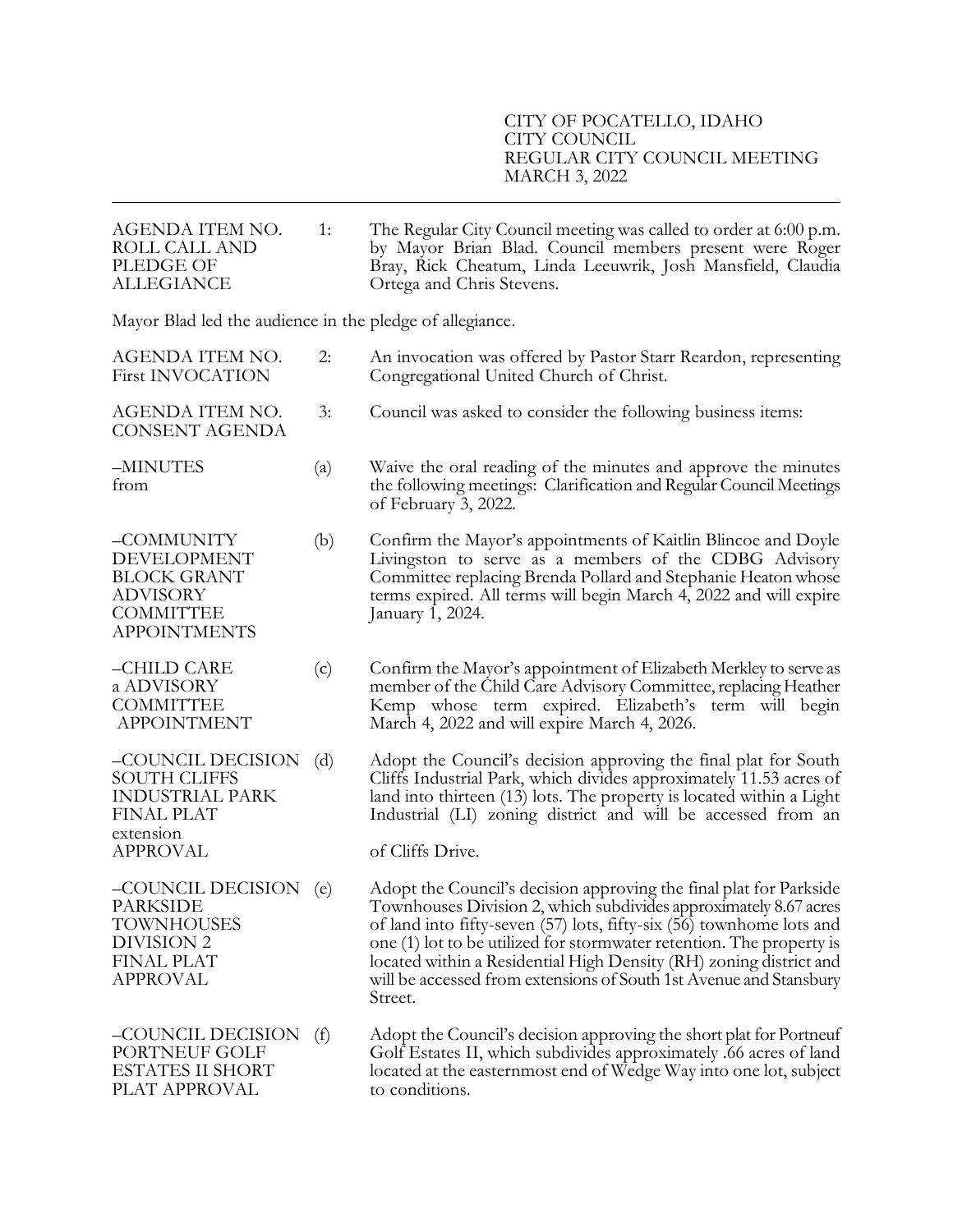CITY OF POCATELLO, IDAHO
CITY COUNCIL
REGULAR CITY COUNCIL MEETING
MARCH 3, 2022

---

**AGENDA ITEM NO. 1: ROLL CALL AND PLEDGE OF ALLEGIANCE**

The Regular City Council meeting was called to order at 6:00 p.m. by Mayor Brian Blad. Council members present were Roger Bray, Rick Cheatum, Linda Leeuwrik, Josh Mansfield, Claudia Ortega and Chris Stevens.

Mayor Blad led the audience in the pledge of allegiance.

**AGENDA ITEM NO. 2: First INVOCATION**

An invocation was offered by Pastor Starr Reardon, representing Congregational United Church of Christ.

**AGENDA ITEM NO. 3: CONSENT AGENDA**

Council was asked to consider the following business items:

**–MINUTES from** (a) Waive the oral reading of the minutes and approve the minutes the following meetings: Clarification and Regular Council Meetings of February 3, 2022.

**–COMMUNITY DEVELOPMENT BLOCK GRANT ADVISORY COMMITTEE APPOINTMENTS** (b) Confirm the Mayor's appointments of Kaitlin Blincoe and Doyle Livingston to serve as a members of the CDBG Advisory Committee replacing Brenda Pollard and Stephanie Heaton whose terms expired. All terms will begin March 4, 2022 and will expire January 1, 2024.

**–CHILD CARE a ADVISORY COMMITTEE APPOINTMENT** (c) Confirm the Mayor's appointment of Elizabeth Merkley to serve as member of the Child Care Advisory Committee, replacing Heather Kemp whose term expired. Elizabeth's term will begin March 4, 2022 and will expire March 4, 2026.

**–COUNCIL DECISION SOUTH CLIFFS INDUSTRIAL PARK FINAL PLAT extension APPROVAL** (d) Adopt the Council's decision approving the final plat for South Cliffs Industrial Park, which divides approximately 11.53 acres of land into thirteen (13) lots. The property is located within a Light Industrial (LI) zoning district and will be accessed from an of Cliffs Drive.

**–COUNCIL DECISION PARKSIDE TOWNHOUSES DIVISION 2 FINAL PLAT APPROVAL** (e) Adopt the Council's decision approving the final plat for Parkside Townhouses Division 2, which subdivides approximately 8.67 acres of land into fifty-seven (57) lots, fifty-six (56) townhome lots and one (1) lot to be utilized for stormwater retention. The property is located within a Residential High Density (RH) zoning district and will be accessed from extensions of South 1st Avenue and Stansbury Street.

**–COUNCIL DECISION PORTNEUF GOLF ESTATES II SHORT PLAT APPROVAL** (f) Adopt the Council's decision approving the short plat for Portneuf Golf Estates II, which subdivides approximately .66 acres of land located at the easternmost end of Wedge Way into one lot, subject to conditions.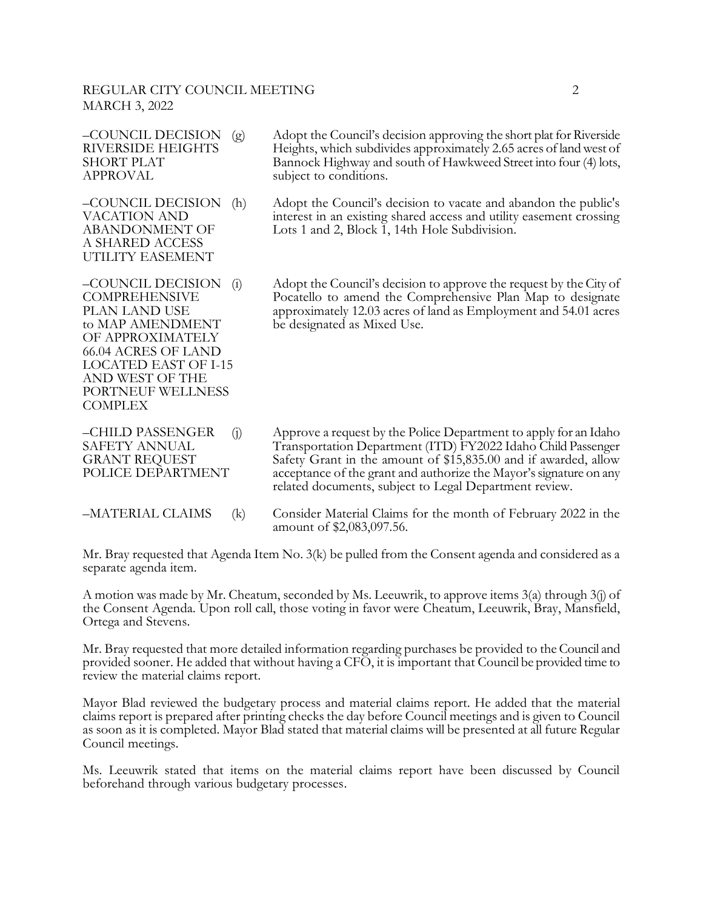–COUNCIL DECISION RIVERSIDE HEIGHTS SHORT PLAT APPROVAL (g) Adopt the Council's decision approving the short plat for Riverside Heights, which subdivides approximately 2.65 acres of land west of Bannock Highway and south of Hawkweed Street into four (4) lots, subject to conditions.

–COUNCIL DECISION VACATION AND ABANDONMENT OF A SHARED ACCESS UTILITY EASEMENT (h) Adopt the Council's decision to vacate and abandon the public's interest in an existing shared access and utility easement crossing Lots 1 and 2, Block 1, 14th Hole Subdivision.

–COUNCIL DECISION COMPREHENSIVE PLAN LAND USE to MAP AMENDMENT OF APPROXIMATELY 66.04 ACRES OF LAND LOCATED EAST OF I-15 AND WEST OF THE PORTNEUF WELLNESS COMPLEX (i) Adopt the Council's decision to approve the request by the City of Pocatello to amend the Comprehensive Plan Map to designate approximately 12.03 acres of land as Employment and 54.01 acres be designated as Mixed Use.

–CHILD PASSENGER SAFETY ANNUAL GRANT REQUEST POLICE DEPARTMENT (j) Approve a request by the Police Department to apply for an Idaho Transportation Department (ITD) FY2022 Idaho Child Passenger Safety Grant in the amount of $15,835.00 and if awarded, allow acceptance of the grant and authorize the Mayor's signature on any related documents, subject to Legal Department review.

–MATERIAL CLAIMS (k) Consider Material Claims for the month of February 2022 in the amount of $2,083,097.56.

Mr. Bray requested that Agenda Item No. 3(k) be pulled from the Consent agenda and considered as a separate agenda item.

A motion was made by Mr. Cheatum, seconded by Ms. Leeuwrik, to approve items 3(a) through 3(j) of the Consent Agenda. Upon roll call, those voting in favor were Cheatum, Leeuwrik, Bray, Mansfield, Ortega and Stevens.

Mr. Bray requested that more detailed information regarding purchases be provided to the Council and provided sooner. He added that without having a CFO, it is important that Council be provided time to review the material claims report.

Mayor Blad reviewed the budgetary process and material claims report. He added that the material claims report is prepared after printing checks the day before Council meetings and is given to Council as soon as it is completed. Mayor Blad stated that material claims will be presented at all future Regular Council meetings.

Ms. Leeuwrik stated that items on the material claims report have been discussed by Council beforehand through various budgetary processes.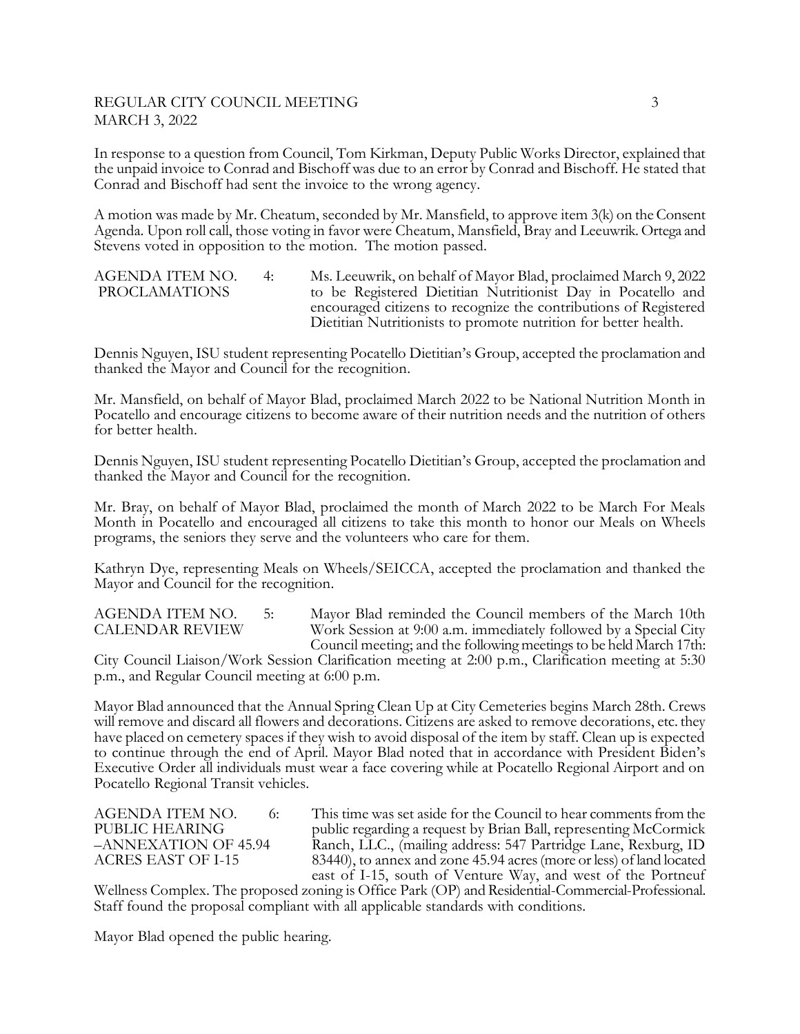In response to a question from Council, Tom Kirkman, Deputy Public Works Director, explained that the unpaid invoice to Conrad and Bischoff was due to an error by Conrad and Bischoff. He stated that Conrad and Bischoff had sent the invoice to the wrong agency.

A motion was made by Mr. Cheatum, seconded by Mr. Mansfield, to approve item 3(k) on the Consent Agenda. Upon roll call, those voting in favor were Cheatum, Mansfield, Bray and Leeuwrik. Ortega and Stevens voted in opposition to the motion. The motion passed.

**AGENDA ITEM NO. 4: PROCLAMATIONS** Ms. Leeuwrik, on behalf of Mayor Blad, proclaimed March 9, 2022 to be Registered Dietitian Nutritionist Day in Pocatello and encouraged citizens to recognize the contributions of Registered Dietitian Nutritionists to promote nutrition for better health.

Dennis Nguyen, ISU student representing Pocatello Dietitian's Group, accepted the proclamation and thanked the Mayor and Council for the recognition.

Mr. Mansfield, on behalf of Mayor Blad, proclaimed March 2022 to be National Nutrition Month in Pocatello and encourage citizens to become aware of their nutrition needs and the nutrition of others for better health.

Dennis Nguyen, ISU student representing Pocatello Dietitian's Group, accepted the proclamation and thanked the Mayor and Council for the recognition.

Mr. Bray, on behalf of Mayor Blad, proclaimed the month of March 2022 to be March For Meals Month in Pocatello and encouraged all citizens to take this month to honor our Meals on Wheels programs, the seniors they serve and the volunteers who care for them.

Kathryn Dye, representing Meals on Wheels/SEICCA, accepted the proclamation and thanked the Mayor and Council for the recognition.

**AGENDA ITEM NO. 5: CALENDAR REVIEW** Mayor Blad reminded the Council members of the March 10th Work Session at 9:00 a.m. immediately followed by a Special City Council meeting; and the following meetings to be held March 17th: City Council Liaison/Work Session Clarification meeting at 2:00 p.m., Clarification meeting at 5:30 p.m., and Regular Council meeting at 6:00 p.m.

Mayor Blad announced that the Annual Spring Clean Up at City Cemeteries begins March 28th. Crews will remove and discard all flowers and decorations. Citizens are asked to remove decorations, etc. they have placed on cemetery spaces if they wish to avoid disposal of the item by staff. Clean up is expected to continue through the end of April. Mayor Blad noted that in accordance with President Biden's Executive Order all individuals must wear a face covering while at Pocatello Regional Airport and on Pocatello Regional Transit vehicles.

**AGENDA ITEM NO. 6: PUBLIC HEARING –ANNEXATION OF 45.94 ACRES EAST OF I-15** This time was set aside for the Council to hear comments from the public regarding a request by Brian Ball, representing McCormick Ranch, LLC., (mailing address: 547 Partridge Lane, Rexburg, ID 83440), to annex and zone 45.94 acres (more or less) of land located east of I-15, south of Venture Way, and west of the Portneuf Wellness Complex. The proposed zoning is Office Park (OP) and Residential-Commercial-Professional. Staff found the proposal compliant with all applicable standards with conditions.

Mayor Blad opened the public hearing.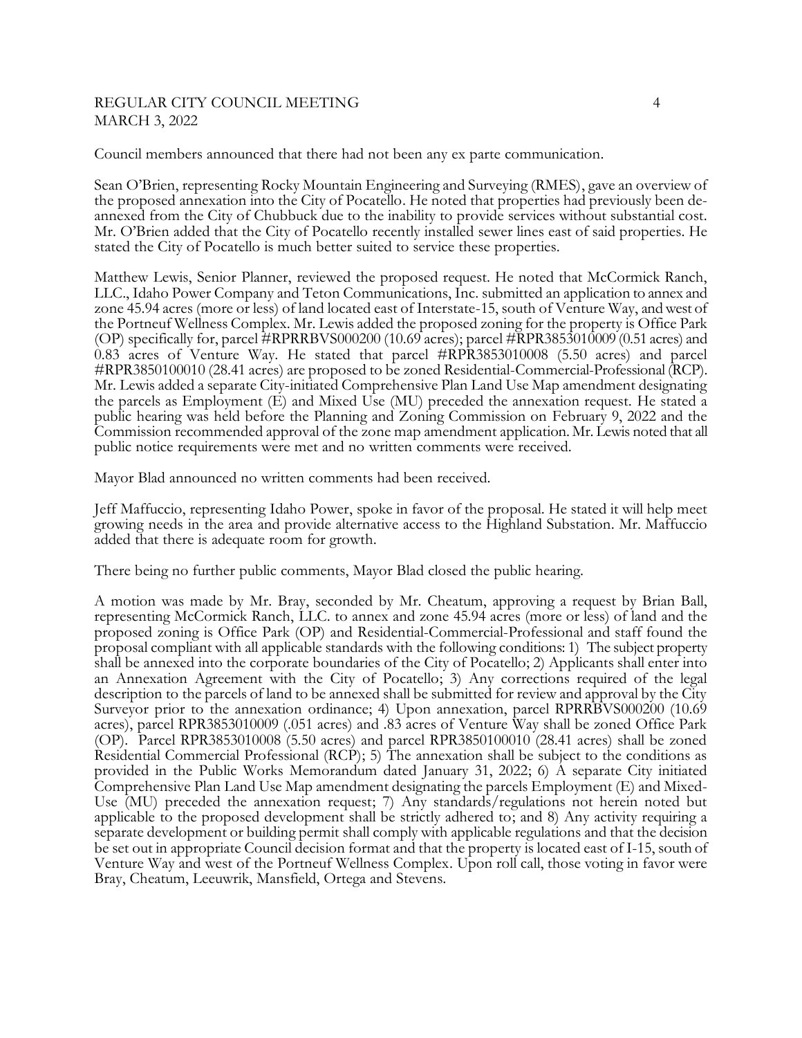Council members announced that there had not been any ex parte communication.

Sean O'Brien, representing Rocky Mountain Engineering and Surveying (RMES), gave an overview of the proposed annexation into the City of Pocatello. He noted that properties had previously been de-annexed from the City of Chubbuck due to the inability to provide services without substantial cost. Mr. O'Brien added that the City of Pocatello recently installed sewer lines east of said properties. He stated the City of Pocatello is much better suited to service these properties.

Matthew Lewis, Senior Planner, reviewed the proposed request. He noted that McCormick Ranch, LLC., Idaho Power Company and Teton Communications, Inc. submitted an application to annex and zone 45.94 acres (more or less) of land located east of Interstate-15, south of Venture Way, and west of the Portneuf Wellness Complex. Mr. Lewis added the proposed zoning for the property is Office Park (OP) specifically for, parcel #RPRRBVS000200 (10.69 acres); parcel #RPR3853010009 (0.51 acres) and 0.83 acres of Venture Way. He stated that parcel #RPR3853010008 (5.50 acres) and parcel #RPR3850100010 (28.41 acres) are proposed to be zoned Residential-Commercial-Professional (RCP). Mr. Lewis added a separate City-initiated Comprehensive Plan Land Use Map amendment designating the parcels as Employment (E) and Mixed Use (MU) preceded the annexation request. He stated a public hearing was held before the Planning and Zoning Commission on February 9, 2022 and the Commission recommended approval of the zone map amendment application. Mr. Lewis noted that all public notice requirements were met and no written comments were received.

Mayor Blad announced no written comments had been received.

Jeff Maffuccio, representing Idaho Power, spoke in favor of the proposal. He stated it will help meet growing needs in the area and provide alternative access to the Highland Substation. Mr. Maffuccio added that there is adequate room for growth.

There being no further public comments, Mayor Blad closed the public hearing.

A motion was made by Mr. Bray, seconded by Mr. Cheatum, approving a request by Brian Ball, representing McCormick Ranch, LLC. to annex and zone 45.94 acres (more or less) of land and the proposed zoning is Office Park (OP) and Residential-Commercial-Professional and staff found the proposal compliant with all applicable standards with the following conditions: 1) The subject property shall be annexed into the corporate boundaries of the City of Pocatello; 2) Applicants shall enter into an Annexation Agreement with the City of Pocatello; 3) Any corrections required of the legal description to the parcels of land to be annexed shall be submitted for review and approval by the City Surveyor prior to the annexation ordinance; 4) Upon annexation, parcel RPRRBVS000200 (10.69 acres), parcel RPR3853010009 (.051 acres) and .83 acres of Venture Way shall be zoned Office Park (OP). Parcel RPR3853010008 (5.50 acres) and parcel RPR3850100010 (28.41 acres) shall be zoned Residential Commercial Professional (RCP); 5) The annexation shall be subject to the conditions as provided in the Public Works Memorandum dated January 31, 2022; 6) A separate City initiated Comprehensive Plan Land Use Map amendment designating the parcels Employment (E) and Mixed-Use (MU) preceded the annexation request; 7) Any standards/regulations not herein noted but applicable to the proposed development shall be strictly adhered to; and 8) Any activity requiring a separate development or building permit shall comply with applicable regulations and that the decision be set out in appropriate Council decision format and that the property is located east of I-15, south of Venture Way and west of the Portneuf Wellness Complex. Upon roll call, those voting in favor were Bray, Cheatum, Leeuwrik, Mansfield, Ortega and Stevens.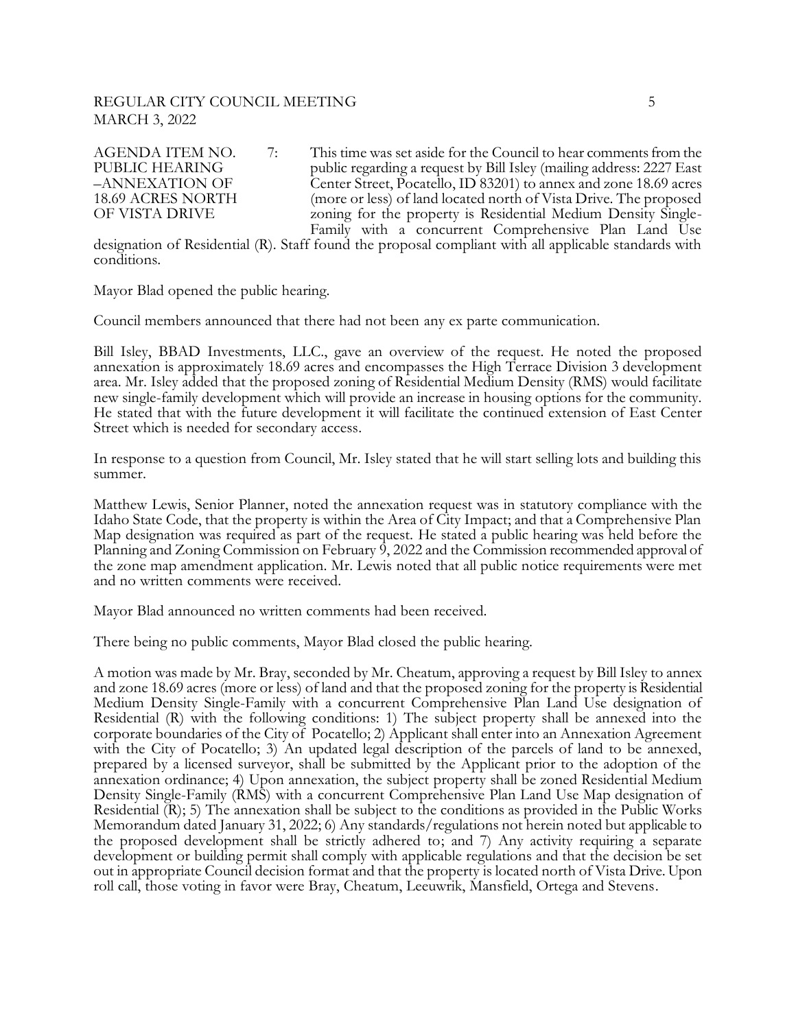AGENDA ITEM NO. 7: PUBLIC HEARING –ANNEXATION OF 18.69 ACRES NORTH OF VISTA DRIVE

This time was set aside for the Council to hear comments from the public regarding a request by Bill Isley (mailing address: 2227 East Center Street, Pocatello, ID 83201) to annex and zone 18.69 acres (more or less) of land located north of Vista Drive. The proposed zoning for the property is Residential Medium Density Single-Family with a concurrent Comprehensive Plan Land Use designation of Residential (R). Staff found the proposal compliant with all applicable standards with conditions.

Mayor Blad opened the public hearing.

Council members announced that there had not been any ex parte communication.

Bill Isley, BBAD Investments, LLC., gave an overview of the request. He noted the proposed annexation is approximately 18.69 acres and encompasses the High Terrace Division 3 development area. Mr. Isley added that the proposed zoning of Residential Medium Density (RMS) would facilitate new single-family development which will provide an increase in housing options for the community. He stated that with the future development it will facilitate the continued extension of East Center Street which is needed for secondary access.

In response to a question from Council, Mr. Isley stated that he will start selling lots and building this summer.

Matthew Lewis, Senior Planner, noted the annexation request was in statutory compliance with the Idaho State Code, that the property is within the Area of City Impact; and that a Comprehensive Plan Map designation was required as part of the request. He stated a public hearing was held before the Planning and Zoning Commission on February 9, 2022 and the Commission recommended approval of the zone map amendment application. Mr. Lewis noted that all public notice requirements were met and no written comments were received.

Mayor Blad announced no written comments had been received.

There being no public comments, Mayor Blad closed the public hearing.

A motion was made by Mr. Bray, seconded by Mr. Cheatum, approving a request by Bill Isley to annex and zone 18.69 acres (more or less) of land and that the proposed zoning for the property is Residential Medium Density Single-Family with a concurrent Comprehensive Plan Land Use designation of Residential (R) with the following conditions: 1) The subject property shall be annexed into the corporate boundaries of the City of Pocatello; 2) Applicant shall enter into an Annexation Agreement with the City of Pocatello; 3) An updated legal description of the parcels of land to be annexed, prepared by a licensed surveyor, shall be submitted by the Applicant prior to the adoption of the annexation ordinance; 4) Upon annexation, the subject property shall be zoned Residential Medium Density Single-Family (RMS) with a concurrent Comprehensive Plan Land Use Map designation of Residential (R); 5) The annexation shall be subject to the conditions as provided in the Public Works Memorandum dated January 31, 2022; 6) Any standards/regulations not herein noted but applicable to the proposed development shall be strictly adhered to; and 7) Any activity requiring a separate development or building permit shall comply with applicable regulations and that the decision be set out in appropriate Council decision format and that the property is located north of Vista Drive. Upon roll call, those voting in favor were Bray, Cheatum, Leeuwrik, Mansfield, Ortega and Stevens.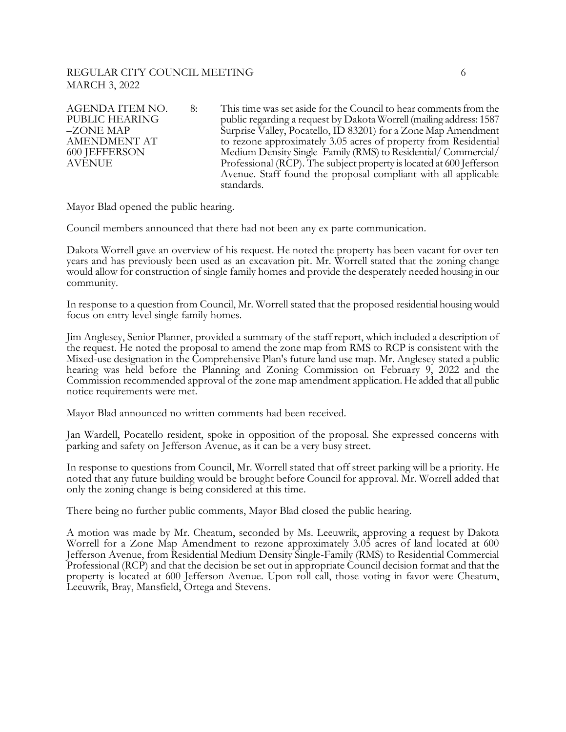| AGENDA ITEM NO. PUBLIC HEARING –ZONE MAP AMENDMENT AT 600 JEFFERSON AVENUE | 8: | This time was set aside for the Council to hear comments from the public regarding a request by Dakota Worrell (mailing address: 1587 Surprise Valley, Pocatello, ID 83201) for a Zone Map Amendment to rezone approximately 3.05 acres of property from Residential Medium Density Single -Family (RMS) to Residential/ Commercial/ Professional (RCP). The subject property is located at 600 Jefferson Avenue. Staff found the proposal compliant with all applicable standards. |
|---|---|---|

Mayor Blad opened the public hearing.

Council members announced that there had not been any ex parte communication.

Dakota Worrell gave an overview of his request. He noted the property has been vacant for over ten years and has previously been used as an excavation pit. Mr. Worrell stated that the zoning change would allow for construction of single family homes and provide the desperately needed housing in our community.

In response to a question from Council, Mr. Worrell stated that the proposed residential housing would focus on entry level single family homes.

Jim Anglesey, Senior Planner, provided a summary of the staff report, which included a description of the request. He noted the proposal to amend the zone map from RMS to RCP is consistent with the Mixed-use designation in the Comprehensive Plan's future land use map. Mr. Anglesey stated a public hearing was held before the Planning and Zoning Commission on February 9, 2022 and the Commission recommended approval of the zone map amendment application. He added that all public notice requirements were met.

Mayor Blad announced no written comments had been received.

Jan Wardell, Pocatello resident, spoke in opposition of the proposal. She expressed concerns with parking and safety on Jefferson Avenue, as it can be a very busy street.

In response to questions from Council, Mr. Worrell stated that off street parking will be a priority. He noted that any future building would be brought before Council for approval. Mr. Worrell added that only the zoning change is being considered at this time.

There being no further public comments, Mayor Blad closed the public hearing.

A motion was made by Mr. Cheatum, seconded by Ms. Leeuwrik, approving a request by Dakota Worrell for a Zone Map Amendment to rezone approximately 3.05 acres of land located at 600 Jefferson Avenue, from Residential Medium Density Single-Family (RMS) to Residential Commercial Professional (RCP) and that the decision be set out in appropriate Council decision format and that the property is located at 600 Jefferson Avenue. Upon roll call, those voting in favor were Cheatum, Leeuwrik, Bray, Mansfield, Ortega and Stevens.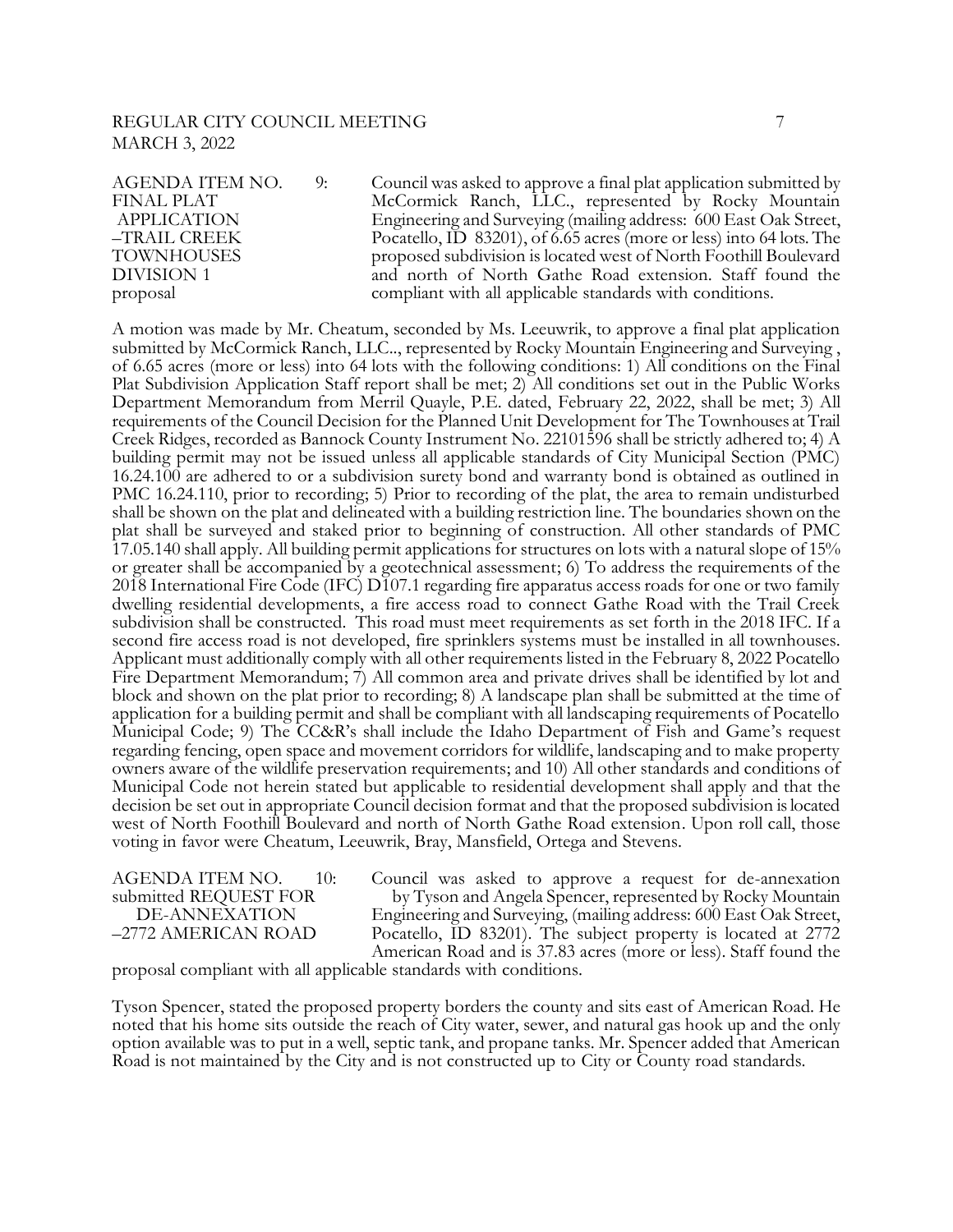AGENDA ITEM NO. 9: FINAL PLAT APPLICATION –TRAIL CREEK TOWNHOUSES DIVISION 1 proposal

Council was asked to approve a final plat application submitted by McCormick Ranch, LLC., represented by Rocky Mountain Engineering and Surveying (mailing address: 600 East Oak Street, Pocatello, ID 83201), of 6.65 acres (more or less) into 64 lots. The proposed subdivision is located west of North Foothill Boulevard and north of North Gathe Road extension. Staff found the compliant with all applicable standards with conditions.

A motion was made by Mr. Cheatum, seconded by Ms. Leeuwrik, to approve a final plat application submitted by McCormick Ranch, LLC.., represented by Rocky Mountain Engineering and Surveying , of 6.65 acres (more or less) into 64 lots with the following conditions: 1) All conditions on the Final Plat Subdivision Application Staff report shall be met; 2) All conditions set out in the Public Works Department Memorandum from Merril Quayle, P.E. dated, February 22, 2022, shall be met; 3) All requirements of the Council Decision for the Planned Unit Development for The Townhouses at Trail Creek Ridges, recorded as Bannock County Instrument No. 22101596 shall be strictly adhered to; 4) A building permit may not be issued unless all applicable standards of City Municipal Section (PMC) 16.24.100 are adhered to or a subdivision surety bond and warranty bond is obtained as outlined in PMC 16.24.110, prior to recording; 5) Prior to recording of the plat, the area to remain undisturbed shall be shown on the plat and delineated with a building restriction line. The boundaries shown on the plat shall be surveyed and staked prior to beginning of construction. All other standards of PMC 17.05.140 shall apply. All building permit applications for structures on lots with a natural slope of 15% or greater shall be accompanied by a geotechnical assessment; 6) To address the requirements of the 2018 International Fire Code (IFC) D107.1 regarding fire apparatus access roads for one or two family dwelling residential developments, a fire access road to connect Gathe Road with the Trail Creek subdivision shall be constructed. This road must meet requirements as set forth in the 2018 IFC. If a second fire access road is not developed, fire sprinklers systems must be installed in all townhouses. Applicant must additionally comply with all other requirements listed in the February 8, 2022 Pocatello Fire Department Memorandum; 7) All common area and private drives shall be identified by lot and block and shown on the plat prior to recording; 8) A landscape plan shall be submitted at the time of application for a building permit and shall be compliant with all landscaping requirements of Pocatello Municipal Code; 9) The CC&R's shall include the Idaho Department of Fish and Game's request regarding fencing, open space and movement corridors for wildlife, landscaping and to make property owners aware of the wildlife preservation requirements; and 10) All other standards and conditions of Municipal Code not herein stated but applicable to residential development shall apply and that the decision be set out in appropriate Council decision format and that the proposed subdivision is located west of North Foothill Boulevard and north of North Gathe Road extension. Upon roll call, those voting in favor were Cheatum, Leeuwrik, Bray, Mansfield, Ortega and Stevens.

AGENDA ITEM NO. 10: submitted REQUEST FOR DE-ANNEXATION –2772 AMERICAN ROAD

Council was asked to approve a request for de-annexation by Tyson and Angela Spencer, represented by Rocky Mountain Engineering and Surveying, (mailing address: 600 East Oak Street, Pocatello, ID 83201). The subject property is located at 2772 American Road and is 37.83 acres (more or less). Staff found the proposal compliant with all applicable standards with conditions.

Tyson Spencer, stated the proposed property borders the county and sits east of American Road. He noted that his home sits outside the reach of City water, sewer, and natural gas hook up and the only option available was to put in a well, septic tank, and propane tanks. Mr. Spencer added that American Road is not maintained by the City and is not constructed up to City or County road standards.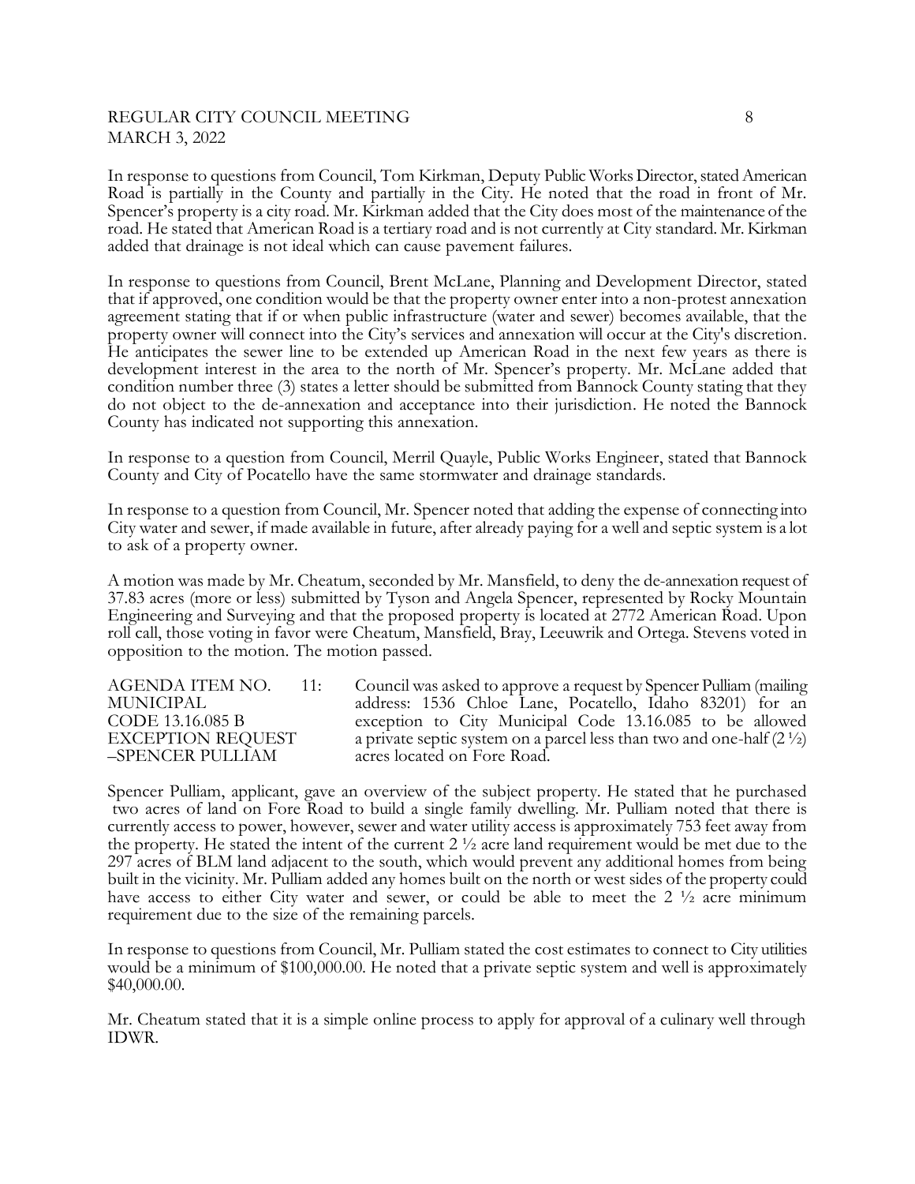In response to questions from Council, Tom Kirkman, Deputy Public Works Director, stated American Road is partially in the County and partially in the City. He noted that the road in front of Mr. Spencer's property is a city road. Mr. Kirkman added that the City does most of the maintenance of the road. He stated that American Road is a tertiary road and is not currently at City standard. Mr. Kirkman added that drainage is not ideal which can cause pavement failures.

In response to questions from Council, Brent McLane, Planning and Development Director, stated that if approved, one condition would be that the property owner enter into a non-protest annexation agreement stating that if or when public infrastructure (water and sewer) becomes available, that the property owner will connect into the City's services and annexation will occur at the City's discretion. He anticipates the sewer line to be extended up American Road in the next few years as there is development interest in the area to the north of Mr. Spencer's property. Mr. McLane added that condition number three (3) states a letter should be submitted from Bannock County stating that they do not object to the de-annexation and acceptance into their jurisdiction. He noted the Bannock County has indicated not supporting this annexation.

In response to a question from Council, Merril Quayle, Public Works Engineer, stated that Bannock County and City of Pocatello have the same stormwater and drainage standards.

In response to a question from Council, Mr. Spencer noted that adding the expense of connecting into City water and sewer, if made available in future, after already paying for a well and septic system is a lot to ask of a property owner.

A motion was made by Mr. Cheatum, seconded by Mr. Mansfield, to deny the de-annexation request of 37.83 acres (more or less) submitted by Tyson and Angela Spencer, represented by Rocky Mountain Engineering and Surveying and that the proposed property is located at 2772 American Road. Upon roll call, those voting in favor were Cheatum, Mansfield, Bray, Leeuwrik and Ortega. Stevens voted in opposition to the motion. The motion passed.

AGENDA ITEM NO. 11: MUNICIPAL CODE 13.16.085 B EXCEPTION REQUEST –SPENCER PULLIAM

Council was asked to approve a request by Spencer Pulliam (mailing address: 1536 Chloe Lane, Pocatello, Idaho 83201) for an exception to City Municipal Code 13.16.085 to be allowed a private septic system on a parcel less than two and one-half (2 ½) acres located on Fore Road.

Spencer Pulliam, applicant, gave an overview of the subject property. He stated that he purchased two acres of land on Fore Road to build a single family dwelling. Mr. Pulliam noted that there is currently access to power, however, sewer and water utility access is approximately 753 feet away from the property. He stated the intent of the current 2 ½ acre land requirement would be met due to the 297 acres of BLM land adjacent to the south, which would prevent any additional homes from being built in the vicinity. Mr. Pulliam added any homes built on the north or west sides of the property could have access to either City water and sewer, or could be able to meet the 2 ½ acre minimum requirement due to the size of the remaining parcels.

In response to questions from Council, Mr. Pulliam stated the cost estimates to connect to City utilities would be a minimum of $100,000.00. He noted that a private septic system and well is approximately $40,000.00.

Mr. Cheatum stated that it is a simple online process to apply for approval of a culinary well through IDWR.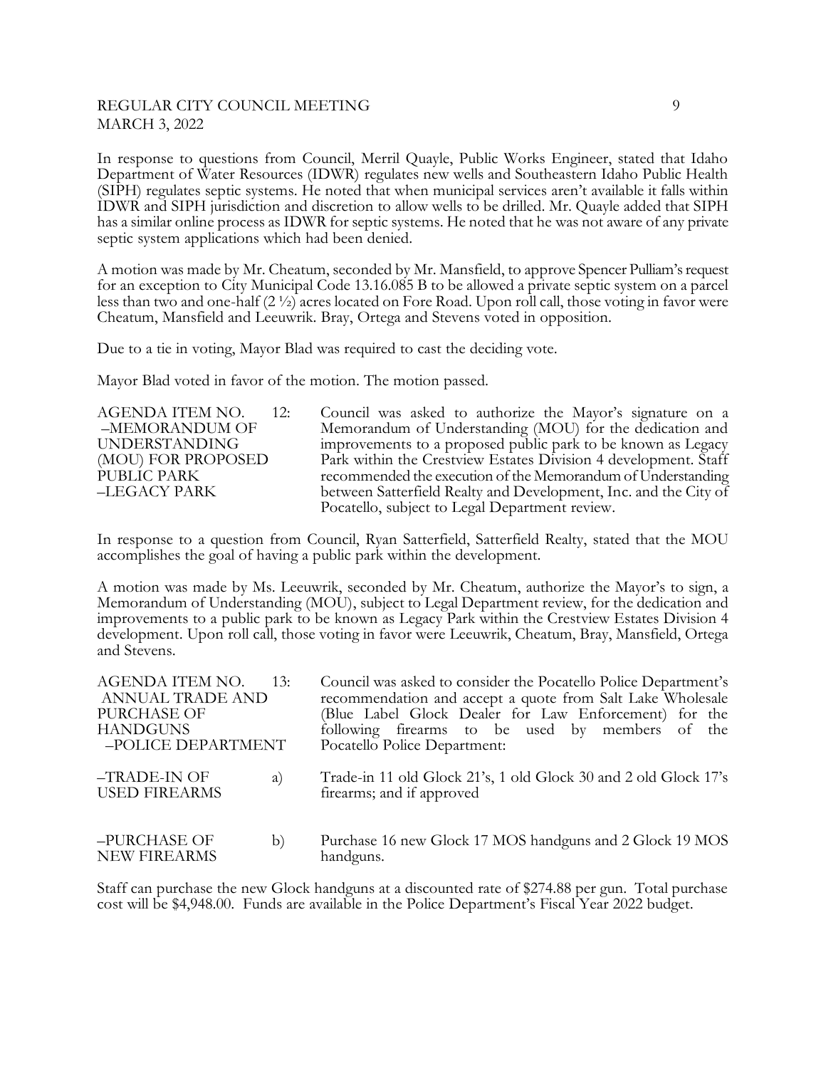In response to questions from Council, Merril Quayle, Public Works Engineer, stated that Idaho Department of Water Resources (IDWR) regulates new wells and Southeastern Idaho Public Health (SIPH) regulates septic systems. He noted that when municipal services aren't available it falls within IDWR and SIPH jurisdiction and discretion to allow wells to be drilled. Mr. Quayle added that SIPH has a similar online process as IDWR for septic systems. He noted that he was not aware of any private septic system applications which had been denied.

A motion was made by Mr. Cheatum, seconded by Mr. Mansfield, to approve Spencer Pulliam's request for an exception to City Municipal Code 13.16.085 B to be allowed a private septic system on a parcel less than two and one-half (2 ½) acres located on Fore Road. Upon roll call, those voting in favor were Cheatum, Mansfield and Leeuwrik. Bray, Ortega and Stevens voted in opposition.

Due to a tie in voting, Mayor Blad was required to cast the deciding vote.

Mayor Blad voted in favor of the motion. The motion passed.

| AGENDA ITEM NO. 12: –MEMORANDUM OF UNDERSTANDING (MOU) FOR PROPOSED PUBLIC PARK –LEGACY PARK | Council was asked to authorize the Mayor's signature on a Memorandum of Understanding (MOU) for the dedication and improvements to a proposed public park to be known as Legacy Park within the Crestview Estates Division 4 development. Staff recommended the execution of the Memorandum of Understanding between Satterfield Realty and Development, Inc. and the City of Pocatello, subject to Legal Department review. |
|---|---|

In response to a question from Council, Ryan Satterfield, Satterfield Realty, stated that the MOU accomplishes the goal of having a public park within the development.

A motion was made by Ms. Leeuwrik, seconded by Mr. Cheatum, authorize the Mayor's to sign, a Memorandum of Understanding (MOU), subject to Legal Department review, for the dedication and improvements to a public park to be known as Legacy Park within the Crestview Estates Division 4 development. Upon roll call, those voting in favor were Leeuwrik, Cheatum, Bray, Mansfield, Ortega and Stevens.

| AGENDA ITEM NO. 13: ANNUAL TRADE AND PURCHASE OF HANDGUNS –POLICE DEPARTMENT | | Council was asked to consider the Pocatello Police Department's recommendation and accept a quote from Salt Lake Wholesale (Blue Label Glock Dealer for Law Enforcement) for the following firearms to be used by members of the Pocatello Police Department: |
|---|---|---|
| –TRADE-IN OF USED FIREARMS | a) | Trade-in 11 old Glock 21's, 1 old Glock 30 and 2 old Glock 17's firearms; and if approved |
| –PURCHASE OF NEW FIREARMS | b) | Purchase 16 new Glock 17 MOS handguns and 2 Glock 19 MOS handguns. |

Staff can purchase the new Glock handguns at a discounted rate of $274.88 per gun. Total purchase cost will be $4,948.00. Funds are available in the Police Department's Fiscal Year 2022 budget.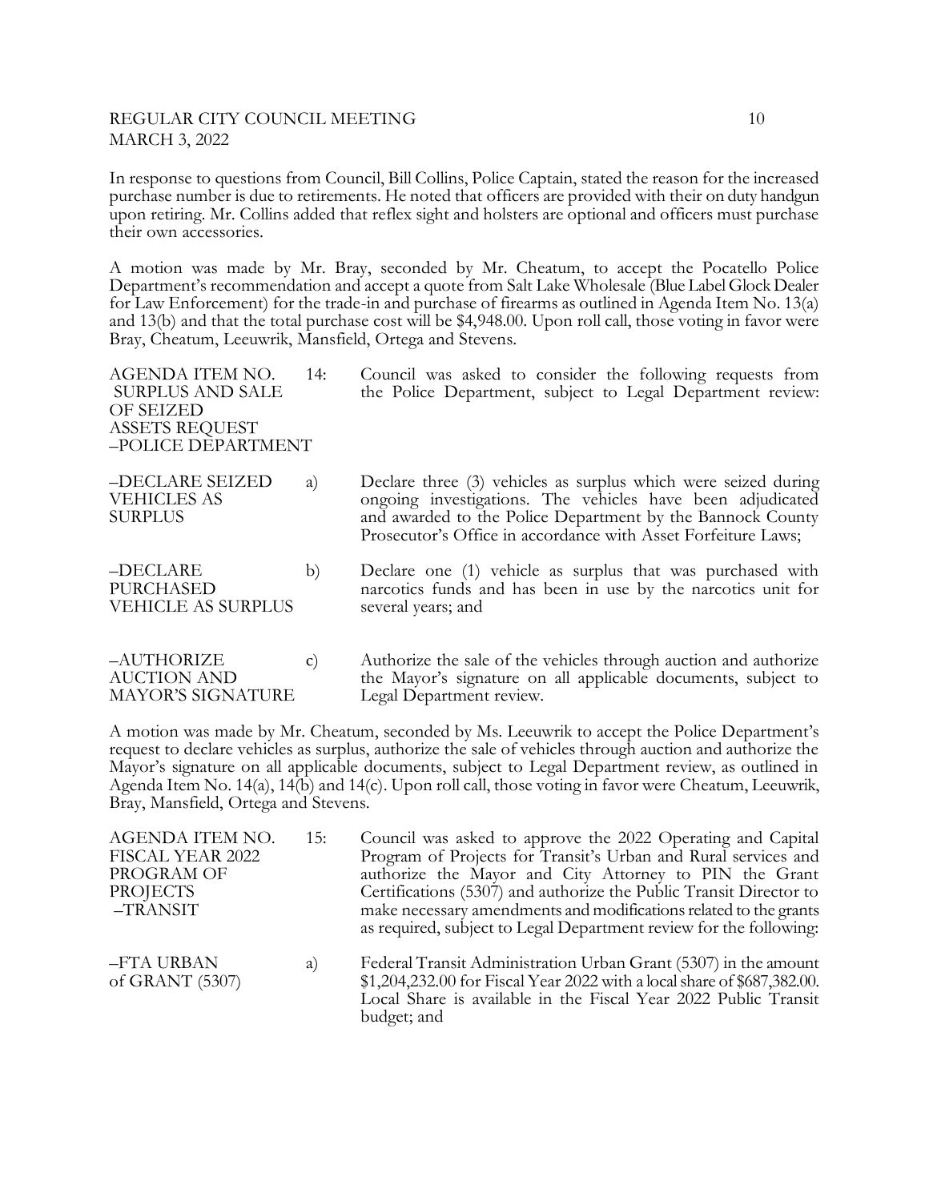In response to questions from Council, Bill Collins, Police Captain, stated the reason for the increased purchase number is due to retirements. He noted that officers are provided with their on duty handgun upon retiring. Mr. Collins added that reflex sight and holsters are optional and officers must purchase their own accessories.

A motion was made by Mr. Bray, seconded by Mr. Cheatum, to accept the Pocatello Police Department's recommendation and accept a quote from Salt Lake Wholesale (Blue Label Glock Dealer for Law Enforcement) for the trade-in and purchase of firearms as outlined in Agenda Item No. 13(a) and 13(b) and that the total purchase cost will be $4,948.00. Upon roll call, those voting in favor were Bray, Cheatum, Leeuwrik, Mansfield, Ortega and Stevens.

AGENDA ITEM NO. 14: SURPLUS AND SALE OF SEIZED ASSETS REQUEST –POLICE DEPARTMENT

Council was asked to consider the following requests from the Police Department, subject to Legal Department review:

–DECLARE SEIZED VEHICLES AS SURPLUS

a) Declare three (3) vehicles as surplus which were seized during ongoing investigations. The vehicles have been adjudicated and awarded to the Police Department by the Bannock County Prosecutor's Office in accordance with Asset Forfeiture Laws;

–DECLARE PURCHASED VEHICLE AS SURPLUS

b) Declare one (1) vehicle as surplus that was purchased with narcotics funds and has been in use by the narcotics unit for several years; and

–AUTHORIZE AUCTION AND MAYOR'S SIGNATURE

c) Authorize the sale of the vehicles through auction and authorize the Mayor's signature on all applicable documents, subject to Legal Department review.

A motion was made by Mr. Cheatum, seconded by Ms. Leeuwrik to accept the Police Department's request to declare vehicles as surplus, authorize the sale of vehicles through auction and authorize the Mayor's signature on all applicable documents, subject to Legal Department review, as outlined in Agenda Item No. 14(a), 14(b) and 14(c). Upon roll call, those voting in favor were Cheatum, Leeuwrik, Bray, Mansfield, Ortega and Stevens.

AGENDA ITEM NO. 15: FISCAL YEAR 2022 PROGRAM OF PROJECTS –TRANSIT

Council was asked to approve the 2022 Operating and Capital Program of Projects for Transit's Urban and Rural services and authorize the Mayor and City Attorney to PIN the Grant Certifications (5307) and authorize the Public Transit Director to make necessary amendments and modifications related to the grants as required, subject to Legal Department review for the following:

–FTA URBAN of GRANT (5307)

a) Federal Transit Administration Urban Grant (5307) in the amount $1,204,232.00 for Fiscal Year 2022 with a local share of $687,382.00. Local Share is available in the Fiscal Year 2022 Public Transit budget; and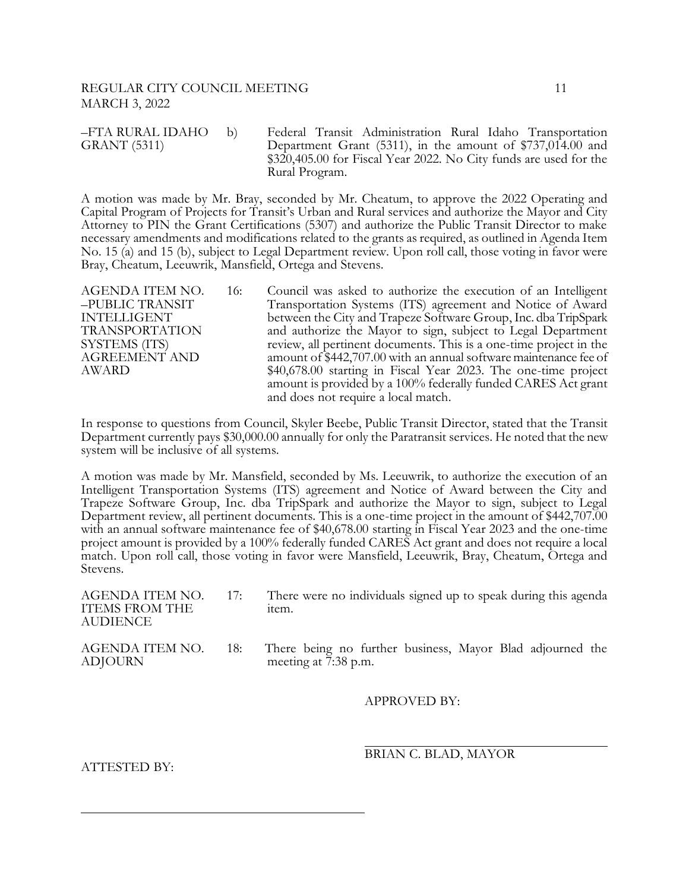–FTA RURAL IDAHO GRANT (5311) b) Federal Transit Administration Rural Idaho Transportation Department Grant (5311), in the amount of $737,014.00 and $320,405.00 for Fiscal Year 2022. No City funds are used for the Rural Program.

A motion was made by Mr. Bray, seconded by Mr. Cheatum, to approve the 2022 Operating and Capital Program of Projects for Transit's Urban and Rural services and authorize the Mayor and City Attorney to PIN the Grant Certifications (5307) and authorize the Public Transit Director to make necessary amendments and modifications related to the grants as required, as outlined in Agenda Item No. 15 (a) and 15 (b), subject to Legal Department review. Upon roll call, those voting in favor were Bray, Cheatum, Leeuwrik, Mansfield, Ortega and Stevens.

AGENDA ITEM NO. 16: –PUBLIC TRANSIT INTELLIGENT TRANSPORTATION SYSTEMS (ITS) AGREEMENT AND AWARD

Council was asked to authorize the execution of an Intelligent Transportation Systems (ITS) agreement and Notice of Award between the City and Trapeze Software Group, Inc. dba TripSpark and authorize the Mayor to sign, subject to Legal Department review, all pertinent documents. This is a one-time project in the amount of $442,707.00 with an annual software maintenance fee of $40,678.00 starting in Fiscal Year 2023. The one-time project amount is provided by a 100% federally funded CARES Act grant and does not require a local match.

In response to questions from Council, Skyler Beebe, Public Transit Director, stated that the Transit Department currently pays $30,000.00 annually for only the Paratransit services. He noted that the new system will be inclusive of all systems.

A motion was made by Mr. Mansfield, seconded by Ms. Leeuwrik, to authorize the execution of an Intelligent Transportation Systems (ITS) agreement and Notice of Award between the City and Trapeze Software Group, Inc. dba TripSpark and authorize the Mayor to sign, subject to Legal Department review, all pertinent documents. This is a one-time project in the amount of $442,707.00 with an annual software maintenance fee of $40,678.00 starting in Fiscal Year 2023 and the one-time project amount is provided by a 100% federally funded CARES Act grant and does not require a local match. Upon roll call, those voting in favor were Mansfield, Leeuwrik, Bray, Cheatum, Ortega and Stevens.

AGENDA ITEM NO. 17: ITEMS FROM THE AUDIENCE

There were no individuals signed up to speak during this agenda item.

AGENDA ITEM NO. 18: ADJOURN

There being no further business, Mayor Blad adjourned the meeting at 7:38 p.m.

APPROVED BY:

BRIAN C. BLAD, MAYOR

ATTESTED BY: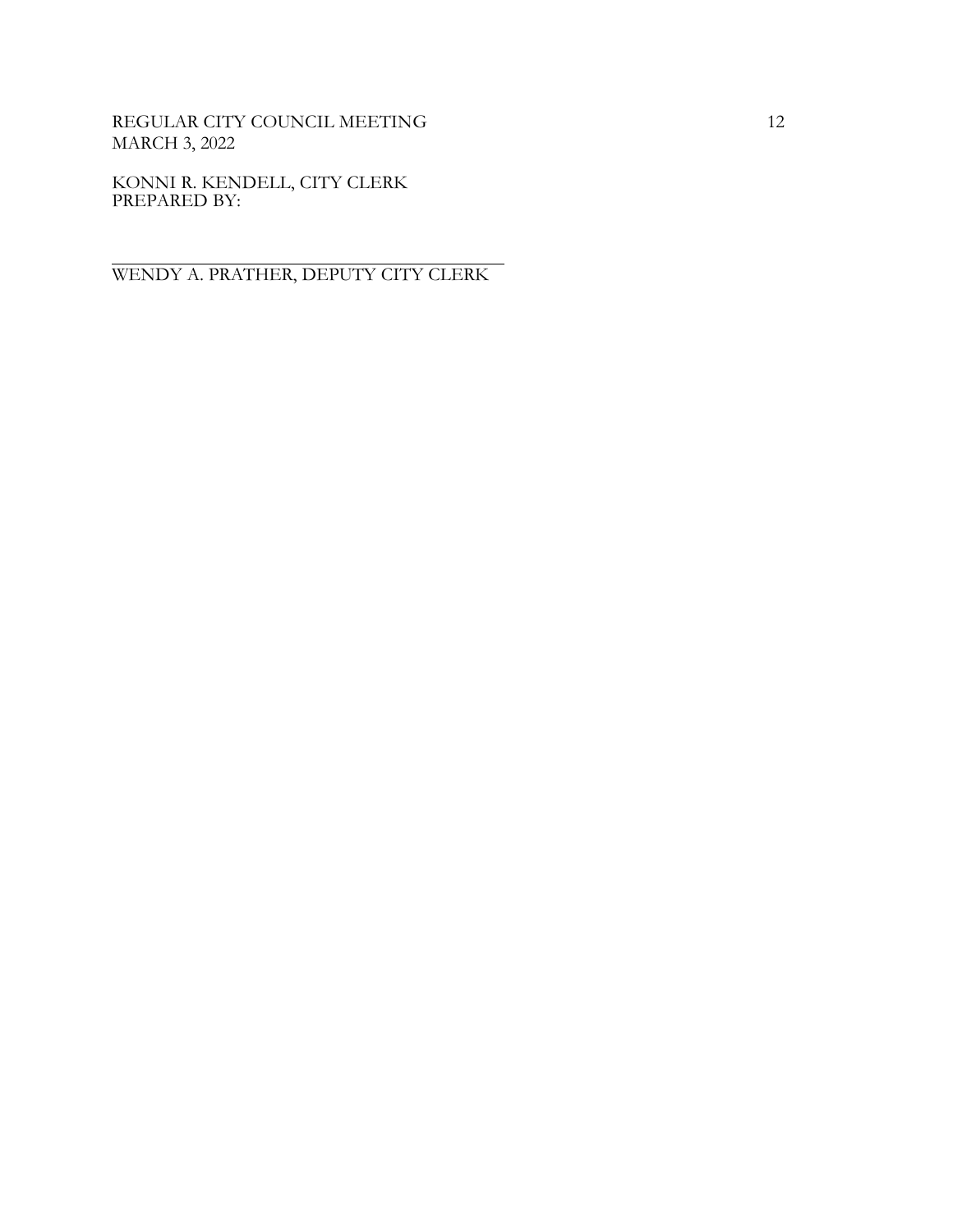KONNI R. KENDELL, CITY CLERK
PREPARED BY:

\_\_\_\_\_\_\_\_\_\_\_\_\_\_\_\_\_\_\_\_\_\_\_\_\_\_\_\_\_\_\_\_\_\_\_\_\_\_\_\_

WENDY A. PRATHER, DEPUTY CITY CLERK